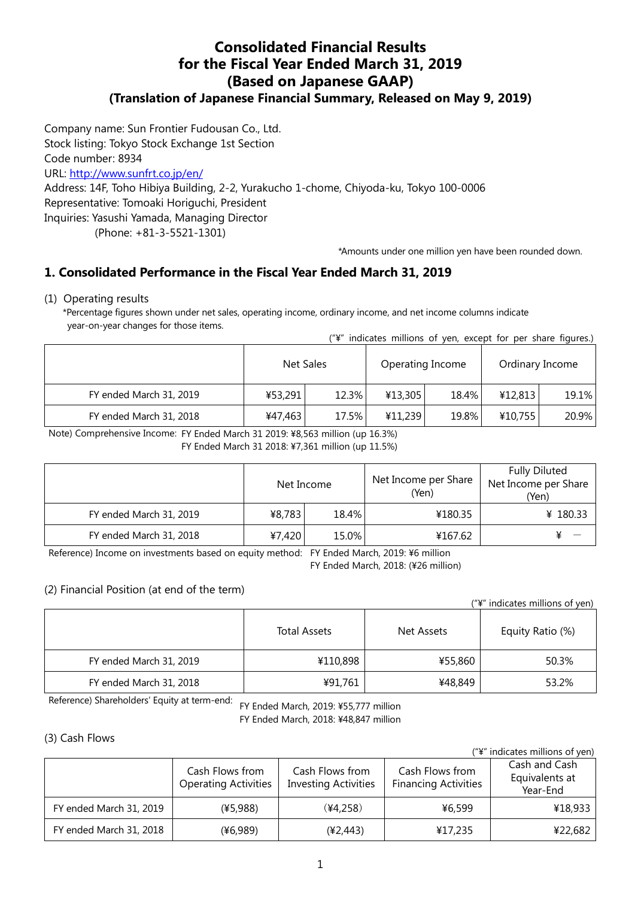# Consolidated Financial Results for the Fiscal Year Ended March 31, 2019 (Based on Japanese GAAP)

### (Translation of Japanese Financial Summary, Released on May 9, 2019)

Company name: Sun Frontier Fudousan Co., Ltd.
Stock listing: Tokyo Stock Exchange 1st Section
Code number: 8934
URL: http://www.sunfrt.co.jp/en/
Address: 14F, Toho Hibiya Building, 2-2, Yurakucho 1-chome, Chiyoda-ku, Tokyo 100-0006
Representative: Tomoaki Horiguchi, President
Inquiries: Yasushi Yamada, Managing Director
(Phone: +81-3-5521-1301)

*Amounts under one million yen have been rounded down.

## 1. Consolidated Performance in the Fiscal Year Ended March 31, 2019

(1) Operating results

*Percentage figures shown under net sales, operating income, ordinary income, and net income columns indicate year-on-year changes for those items.

("¥" indicates millions of yen, except for per share figures.)

| | Net Sales | | Operating Income | | Ordinary Income | |
|---|---|---|---|---|---|---|
| FY ended March 31, 2019 | ¥53,291 | 12.3% | ¥13,305 | 18.4% | ¥12,813 | 19.1% |
| FY ended March 31, 2018 | ¥47,463 | 17.5% | ¥11,239 | 19.8% | ¥10,755 | 20.9% |

Note) Comprehensive Income: FY Ended March 31 2019: ¥8,563 million (up 16.3%)
FY Ended March 31 2018: ¥7,361 million (up 11.5%)

| | Net Income | | Net Income per Share (Yen) | Fully Diluted Net Income per Share (Yen) |
|---|---|---|---|---|
| FY ended March 31, 2019 | ¥8,783 | 18.4% | ¥180.35 | ¥ 180.33 |
| FY ended March 31, 2018 | ¥7,420 | 15.0% | ¥167.62 | ¥ — |

Reference) Income on investments based on equity method: FY Ended March, 2019: ¥6 million
FY Ended March, 2018: (¥26 million)

(2) Financial Position (at end of the term)

("¥" indicates millions of yen)

| | Total Assets | Net Assets | Equity Ratio (%) |
|---|---|---|---|
| FY ended March 31, 2019 | ¥110,898 | ¥55,860 | 50.3% |
| FY ended March 31, 2018 | ¥91,761 | ¥48,849 | 53.2% |

Reference) Shareholders' Equity at term-end: FY Ended March, 2019: ¥55,777 million
FY Ended March, 2018: ¥48,847 million

(3) Cash Flows

("¥" indicates millions of yen)

| | Cash Flows from Operating Activities | Cash Flows from Investing Activities | Cash Flows from Financing Activities | Cash and Cash Equivalents at Year-End |
|---|---|---|---|---|
| FY ended March 31, 2019 | (¥5,988) | (¥4,258) | ¥6,599 | ¥18,933 |
| FY ended March 31, 2018 | (¥6,989) | (¥2,443) | ¥17,235 | ¥22,682 |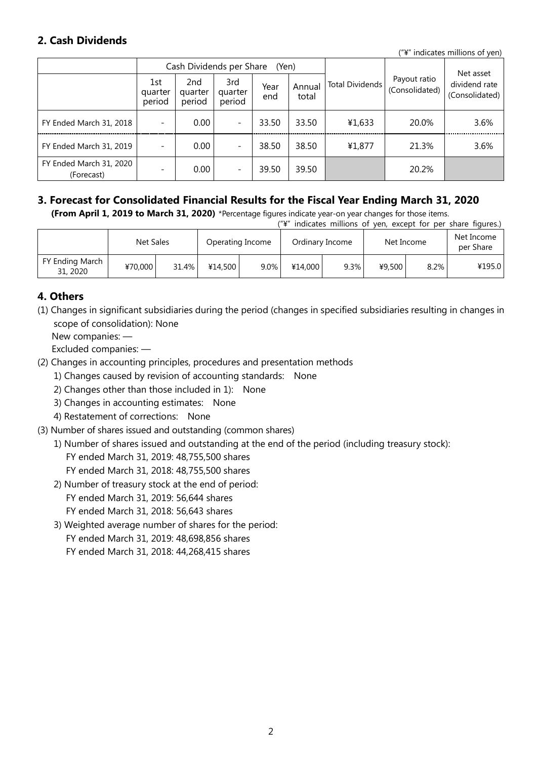## 2. Cash Dividends

("¥" indicates millions of yen)

| | Cash Dividends per Share (Yen) | | | | | Total Dividends | Payout ratio (Consolidated) | Net asset dividend rate (Consolidated) |
|---|---|---|---|---|---|---|---|---|
| | 1st quarter period | 2nd quarter period | 3rd quarter period | Year end | Annual total | | | |
| FY Ended March 31, 2018 | - | 0.00 | - | 33.50 | 33.50 | ¥1,633 | 20.0% | 3.6% |
| FY Ended March 31, 2019 | - | 0.00 | - | 38.50 | 38.50 | ¥1,877 | 21.3% | 3.6% |
| FY Ended March 31, 2020 (Forecast) | - | 0.00 | - | 39.50 | 39.50 | | 20.2% | |

## 3. Forecast for Consolidated Financial Results for the Fiscal Year Ending March 31, 2020

**(From April 1, 2019 to March 31, 2020)** *Percentage figures indicate year-on year changes for those items.

("¥" indicates millions of yen, except for per share figures.)

| | Net Sales | | Operating Income | | Ordinary Income | | Net Income | | Net Income per Share |
|---|---|---|---|---|---|---|---|---|---|
| FY Ending March 31, 2020 | ¥70,000 | 31.4% | ¥14,500 | 9.0% | ¥14,000 | 9.3% | ¥9,500 | 8.2% | ¥195.0 |

## 4. Others

(1) Changes in significant subsidiaries during the period (changes in specified subsidiaries resulting in changes in scope of consolidation): None

New companies: —

Excluded companies: —

(2) Changes in accounting principles, procedures and presentation methods

1) Changes caused by revision of accounting standards: None

2) Changes other than those included in 1): None

3) Changes in accounting estimates: None

4) Restatement of corrections: None

(3) Number of shares issued and outstanding (common shares)

1) Number of shares issued and outstanding at the end of the period (including treasury stock):

FY ended March 31, 2019: 48,755,500 shares

FY ended March 31, 2018: 48,755,500 shares

2) Number of treasury stock at the end of period:

FY ended March 31, 2019: 56,644 shares

FY ended March 31, 2018: 56,643 shares

3) Weighted average number of shares for the period:

FY ended March 31, 2019: 48,698,856 shares

FY ended March 31, 2018: 44,268,415 shares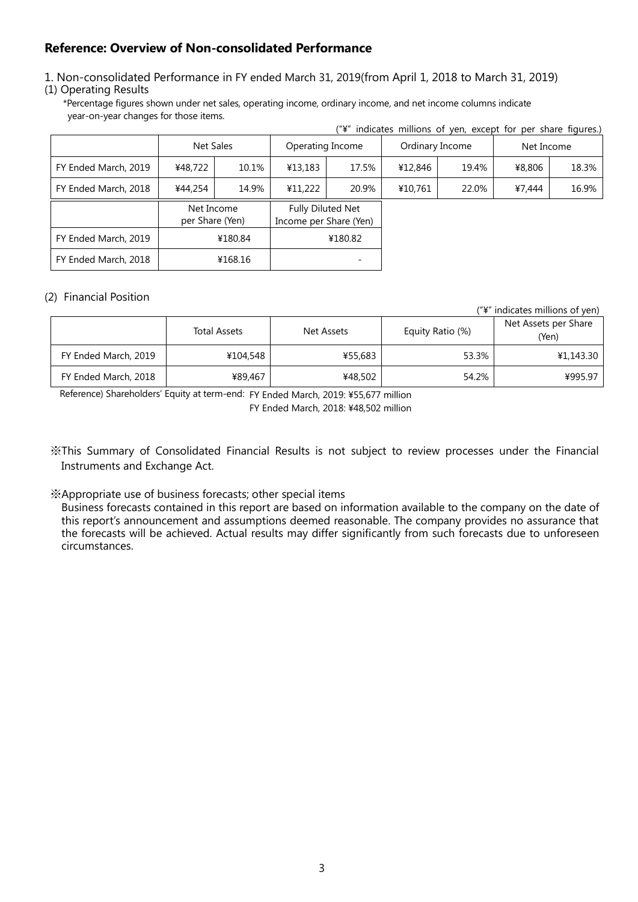## Reference: Overview of Non-consolidated Performance

1. Non-consolidated Performance in FY ended March 31, 2019(from April 1, 2018 to March 31, 2019)

(1) Operating Results

*Percentage figures shown under net sales, operating income, ordinary income, and net income columns indicate year-on-year changes for those items.

("¥" indicates millions of yen, except for per share figures.)

| | Net Sales | | Operating Income | | Ordinary Income | | Net Income | |
|---|---|---|---|---|---|---|---|---|
| FY Ended March, 2019 | ¥48,722 | 10.1% | ¥13,183 | 17.5% | ¥12,846 | 19.4% | ¥8,806 | 18.3% |
| FY Ended March, 2018 | ¥44,254 | 14.9% | ¥11,222 | 20.9% | ¥10,761 | 22.0% | ¥7,444 | 16.9% |

| | Net Income per Share (Yen) | Fully Diluted Net Income per Share (Yen) |
|---|---|---|
| FY Ended March, 2019 | ¥180.84 | ¥180.82 |
| FY Ended March, 2018 | ¥168.16 | - |

(2) Financial Position

("¥" indicates millions of yen)

| | Total Assets | Net Assets | Equity Ratio (%) | Net Assets per Share (Yen) |
|---|---|---|---|---|
| FY Ended March, 2019 | ¥104,548 | ¥55,683 | 53.3% | ¥1,143.30 |
| FY Ended March, 2018 | ¥89,467 | ¥48,502 | 54.2% | ¥995.97 |

Reference) Shareholders' Equity at term-end: FY Ended March, 2019: ¥55,677 million
FY Ended March, 2018: ¥48,502 million

※This Summary of Consolidated Financial Results is not subject to review processes under the Financial Instruments and Exchange Act.

※Appropriate use of business forecasts; other special items

Business forecasts contained in this report are based on information available to the company on the date of this report's announcement and assumptions deemed reasonable. The company provides no assurance that the forecasts will be achieved. Actual results may differ significantly from such forecasts due to unforeseen circumstances.